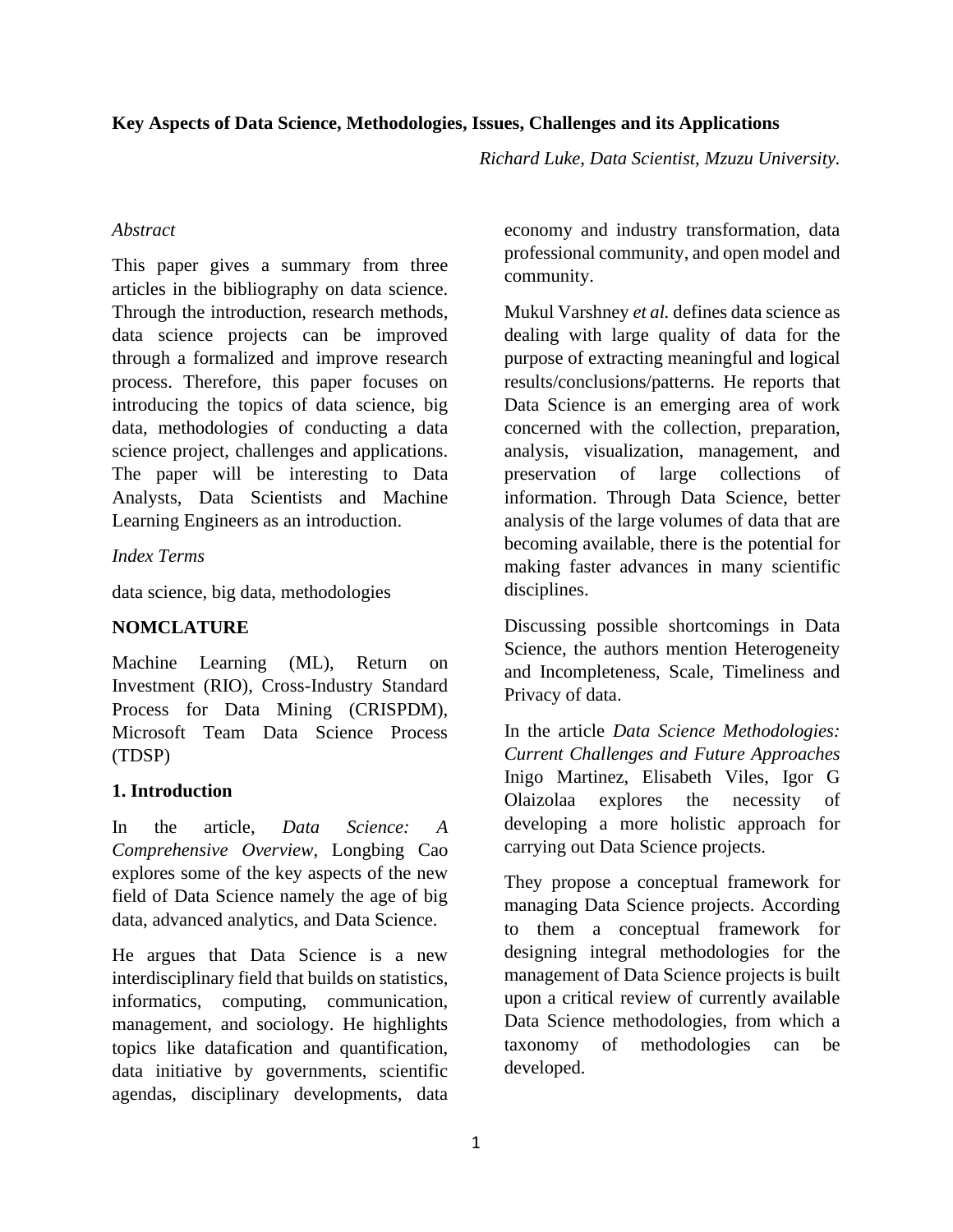**Key Aspects of Data Science, Methodologies, Issues, Challenges and its Applications**

*Richard Luke, Data Scientist, Mzuzu University.*

*Abstract*

This paper gives a summary from three articles in the bibliography on data science. Through the introduction, research methods, data science projects can be improved through a formalized and improve research process. Therefore, this paper focuses on introducing the topics of data science, big data, methodologies of conducting a data science project, challenges and applications. The paper will be interesting to Data Analysts, Data Scientists and Machine Learning Engineers as an introduction.

*Index Terms*

data science, big data, methodologies

**NOMCLATURE**

Machine Learning (ML), Return on Investment (RIO), Cross-Industry Standard Process for Data Mining (CRISPDM), Microsoft Team Data Science Process (TDSP)

## 1. Introduction

In the article, *Data Science: A Comprehensive Overview,* Longbing Cao explores some of the key aspects of the new field of Data Science namely the age of big data, advanced analytics, and Data Science.

He argues that Data Science is a new interdisciplinary field that builds on statistics, informatics, computing, communication, management, and sociology. He highlights topics like datafication and quantification, data initiative by governments, scientific agendas, disciplinary developments, data economy and industry transformation, data professional community, and open model and community.

Mukul Varshney *et al.* defines data science as dealing with large quality of data for the purpose of extracting meaningful and logical results/conclusions/patterns. He reports that Data Science is an emerging area of work concerned with the collection, preparation, analysis, visualization, management, and preservation of large collections of information. Through Data Science, better analysis of the large volumes of data that are becoming available, there is the potential for making faster advances in many scientific disciplines.

Discussing possible shortcomings in Data Science, the authors mention Heterogeneity and Incompleteness, Scale, Timeliness and Privacy of data.

In the article *Data Science Methodologies: Current Challenges and Future Approaches* Inigo Martinez, Elisabeth Viles, Igor G Olaizolaa explores the necessity of developing a more holistic approach for carrying out Data Science projects.

They propose a conceptual framework for managing Data Science projects. According to them a conceptual framework for designing integral methodologies for the management of Data Science projects is built upon a critical review of currently available Data Science methodologies, from which a taxonomy of methodologies can be developed.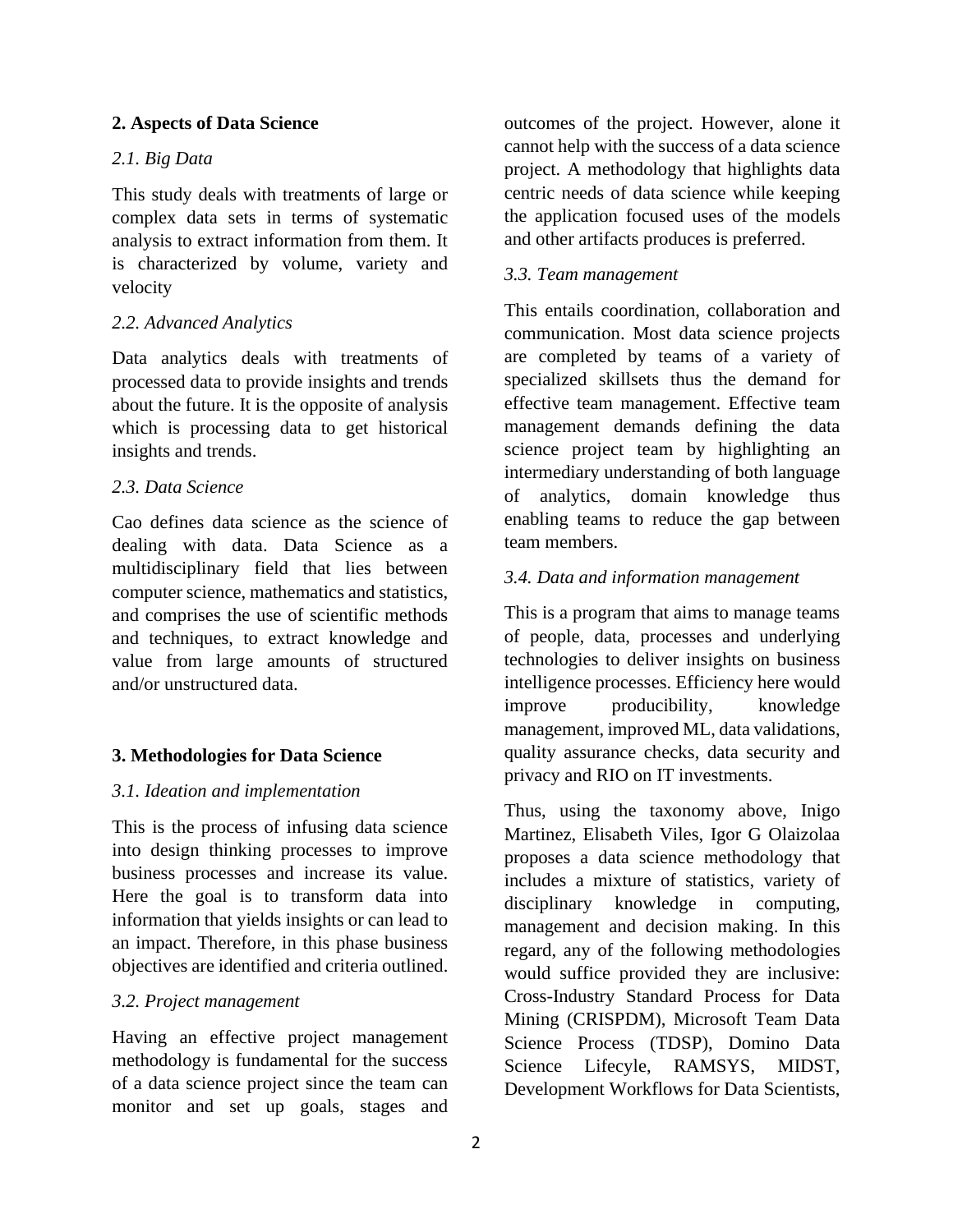## 2. Aspects of Data Science

### *2.1. Big Data*

This study deals with treatments of large or complex data sets in terms of systematic analysis to extract information from them. It is characterized by volume, variety and velocity

### *2.2. Advanced Analytics*

Data analytics deals with treatments of processed data to provide insights and trends about the future. It is the opposite of analysis which is processing data to get historical insights and trends.

### *2.3. Data Science*

Cao defines data science as the science of dealing with data. Data Science as a multidisciplinary field that lies between computer science, mathematics and statistics, and comprises the use of scientific methods and techniques, to extract knowledge and value from large amounts of structured and/or unstructured data.

## 3. Methodologies for Data Science

### *3.1. Ideation and implementation*

This is the process of infusing data science into design thinking processes to improve business processes and increase its value. Here the goal is to transform data into information that yields insights or can lead to an impact. Therefore, in this phase business objectives are identified and criteria outlined.

### *3.2. Project management*

Having an effective project management methodology is fundamental for the success of a data science project since the team can monitor and set up goals, stages and outcomes of the project. However, alone it cannot help with the success of a data science project. A methodology that highlights data centric needs of data science while keeping the application focused uses of the models and other artifacts produces is preferred.

### *3.3. Team management*

This entails coordination, collaboration and communication. Most data science projects are completed by teams of a variety of specialized skillsets thus the demand for effective team management. Effective team management demands defining the data science project team by highlighting an intermediary understanding of both language of analytics, domain knowledge thus enabling teams to reduce the gap between team members.

### *3.4. Data and information management*

This is a program that aims to manage teams of people, data, processes and underlying technologies to deliver insights on business intelligence processes. Efficiency here would improve producibility, knowledge management, improved ML, data validations, quality assurance checks, data security and privacy and RIO on IT investments.

Thus, using the taxonomy above, Inigo Martinez, Elisabeth Viles, Igor G Olaizolaa proposes a data science methodology that includes a mixture of statistics, variety of disciplinary knowledge in computing, management and decision making. In this regard, any of the following methodologies would suffice provided they are inclusive: Cross-Industry Standard Process for Data Mining (CRISPDM), Microsoft Team Data Science Process (TDSP), Domino Data Science Lifecyle, RAMSYS, MIDST, Development Workflows for Data Scientists,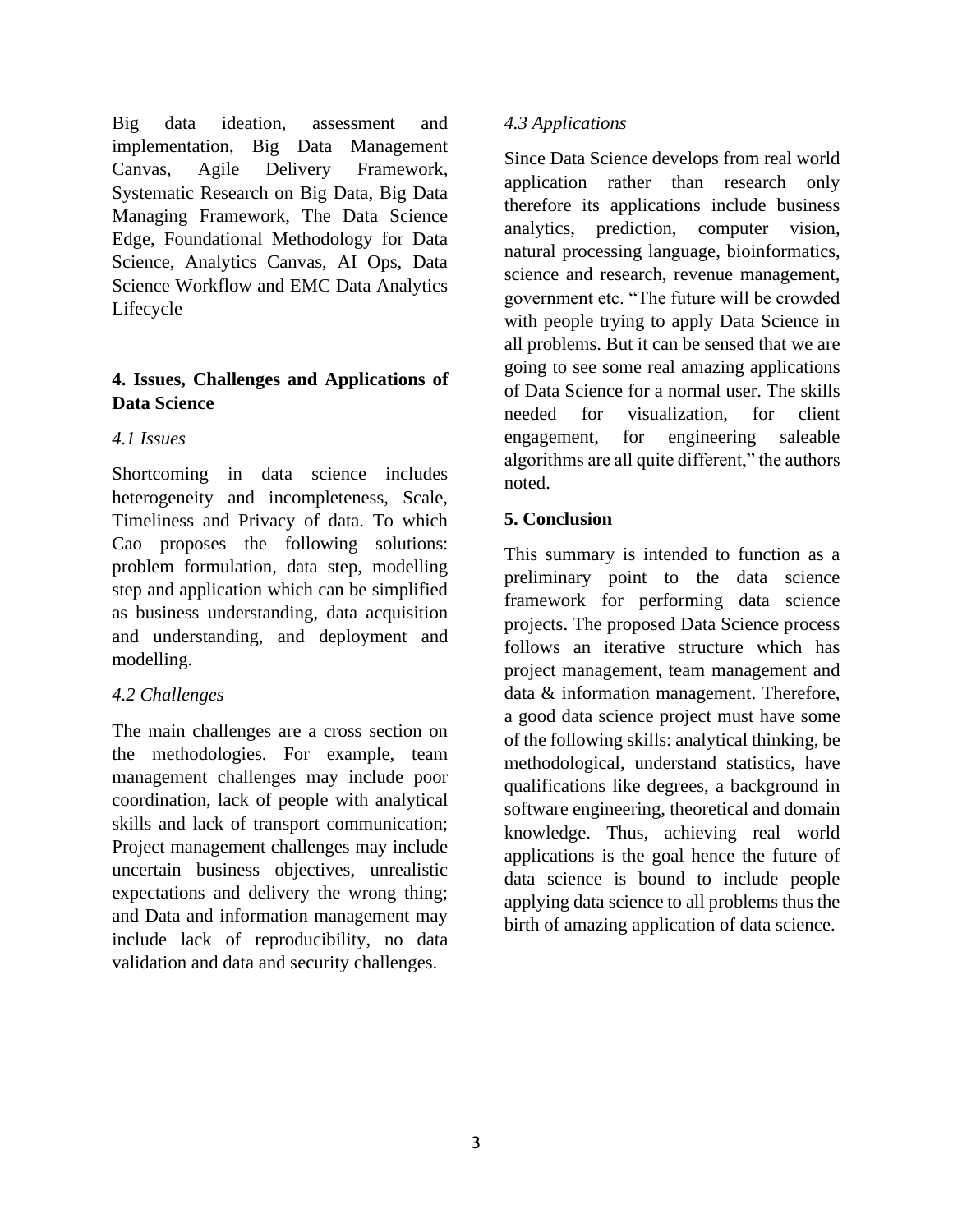Big data ideation, assessment and implementation, Big Data Management Canvas, Agile Delivery Framework, Systematic Research on Big Data, Big Data Managing Framework, The Data Science Edge, Foundational Methodology for Data Science, Analytics Canvas, AI Ops, Data Science Workflow and EMC Data Analytics Lifecycle

## 4. Issues, Challenges and Applications of Data Science

### *4.1 Issues*

Shortcoming in data science includes heterogeneity and incompleteness, Scale, Timeliness and Privacy of data. To which Cao proposes the following solutions: problem formulation, data step, modelling step and application which can be simplified as business understanding, data acquisition and understanding, and deployment and modelling.

### *4.2 Challenges*

The main challenges are a cross section on the methodologies. For example, team management challenges may include poor coordination, lack of people with analytical skills and lack of transport communication; Project management challenges may include uncertain business objectives, unrealistic expectations and delivery the wrong thing; and Data and information management may include lack of reproducibility, no data validation and data and security challenges.

### *4.3 Applications*

Since Data Science develops from real world application rather than research only therefore its applications include business analytics, prediction, computer vision, natural processing language, bioinformatics, science and research, revenue management, government etc. "The future will be crowded with people trying to apply Data Science in all problems. But it can be sensed that we are going to see some real amazing applications of Data Science for a normal user. The skills needed for visualization, for client engagement, for engineering saleable algorithms are all quite different," the authors noted.

## 5. Conclusion

This summary is intended to function as a preliminary point to the data science framework for performing data science projects. The proposed Data Science process follows an iterative structure which has project management, team management and data & information management. Therefore, a good data science project must have some of the following skills: analytical thinking, be methodological, understand statistics, have qualifications like degrees, a background in software engineering, theoretical and domain knowledge. Thus, achieving real world applications is the goal hence the future of data science is bound to include people applying data science to all problems thus the birth of amazing application of data science.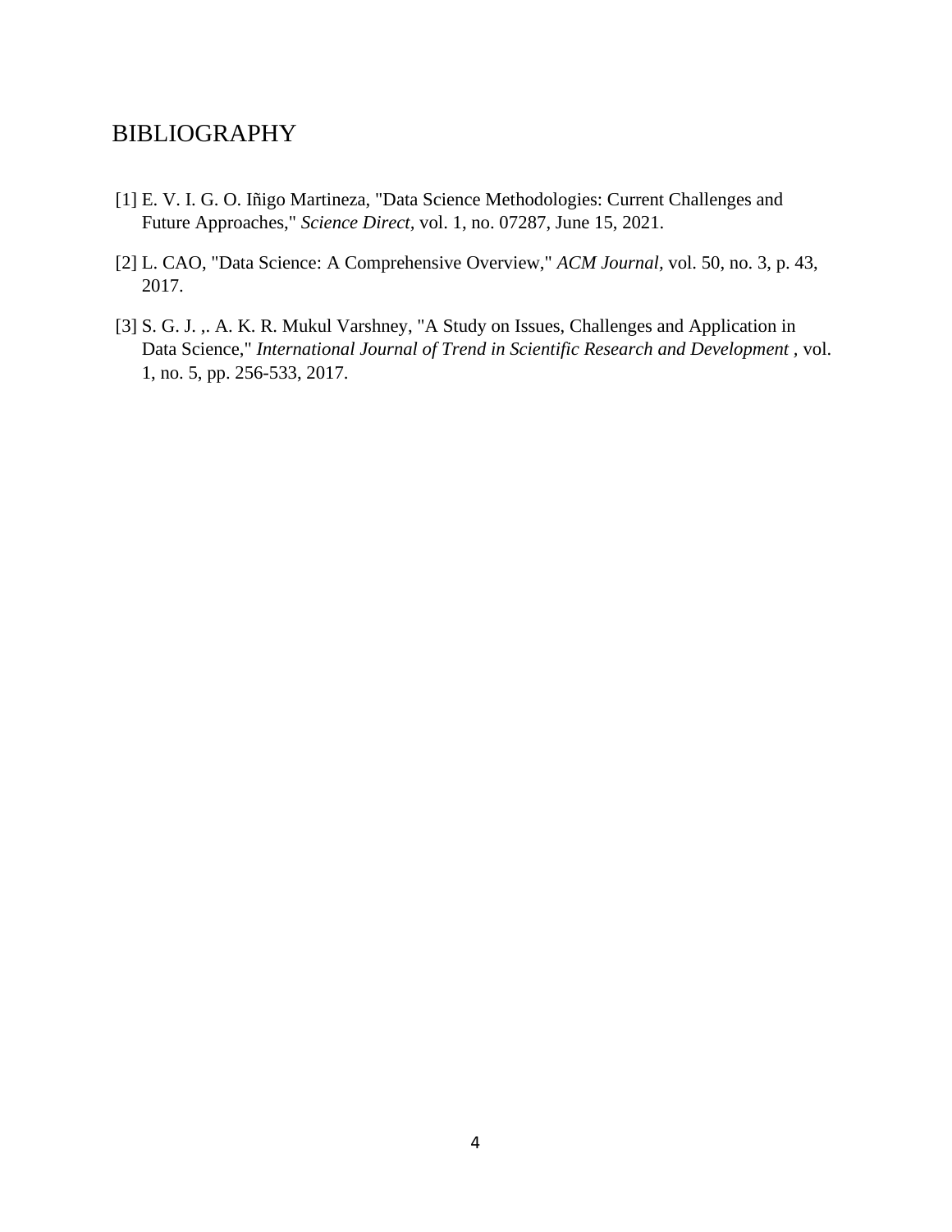# BIBLIOGRAPHY

[1] E. V. I. G. O. Iñigo Martineza, "Data Science Methodologies: Current Challenges and Future Approaches," *Science Direct*, vol. 1, no. 07287, June 15, 2021.

[2] L. CAO, "Data Science: A Comprehensive Overview," *ACM Journal*, vol. 50, no. 3, p. 43, 2017.

[3] S. G. J. ,. A. K. R. Mukul Varshney, "A Study on Issues, Challenges and Application in Data Science," *International Journal of Trend in Scientific Research and Development* , vol. 1, no. 5, pp. 256-533, 2017.